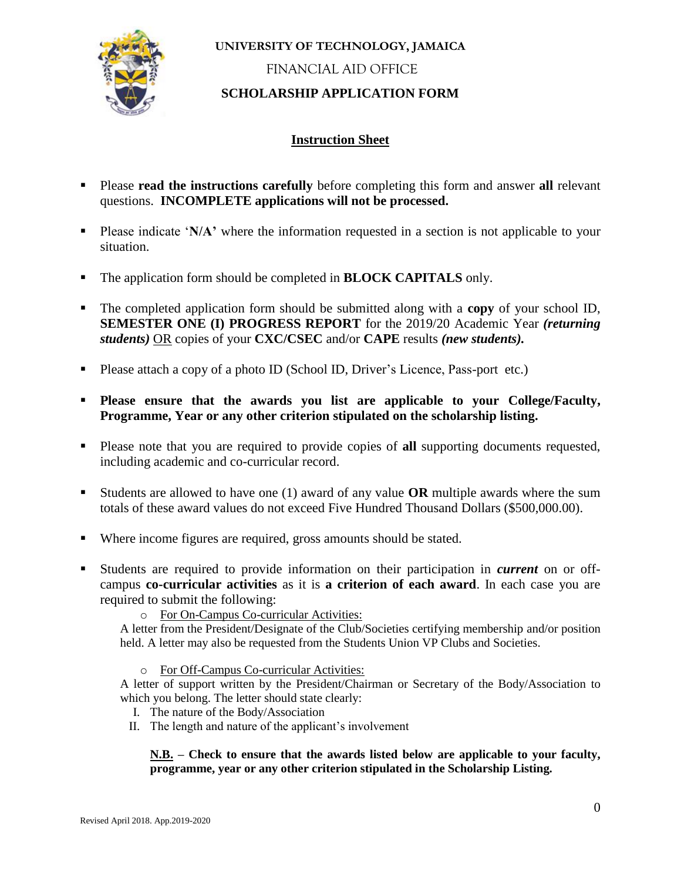**UNIVERSITY OF TECHNOLOGY, JAMAICA**

FINANCIAL AID OFFICE

**SCHOLARSHIP APPLICATION FORM**

## Instruction Sheet

- Please **read the instructions carefully** before completing this form and answer **all** relevant questions. **INCOMPLETE applications will not be processed.**
- Please indicate '**N/A**' where the information requested in a section is not applicable to your situation.
- The application form should be completed in **BLOCK CAPITALS** only.
- The completed application form should be submitted along with a **copy** of your school ID, **SEMESTER ONE (I) PROGRESS REPORT** for the 2019/20 Academic Year ***(returning students)*** OR copies of your **CXC/CSEC** and/or **CAPE** results ***(new students).***
- Please attach a copy of a photo ID (School ID, Driver's Licence, Pass-port etc.)
- **Please ensure that the awards you list are applicable to your College/Faculty, Programme, Year or any other criterion stipulated on the scholarship listing.**
- Please note that you are required to provide copies of **all** supporting documents requested, including academic and co-curricular record.
- Students are allowed to have one (1) award of any value **OR** multiple awards where the sum totals of these award values do not exceed Five Hundred Thousand Dollars ($500,000.00).
- Where income figures are required, gross amounts should be stated.
- Students are required to provide information on their participation in ***current*** on or off-campus **co-curricular activities** as it is **a criterion of each award**. In each case you are required to submit the following:
  - For On-Campus Co-curricular Activities:

    A letter from the President/Designate of the Club/Societies certifying membership and/or position held. A letter may also be requested from the Students Union VP Clubs and Societies.
  - For Off-Campus Co-curricular Activities:

    A letter of support written by the President/Chairman or Secretary of the Body/Association to which you belong. The letter should state clearly:

    I. The nature of the Body/Association

    II. The length and nature of the applicant's involvement

**N.B. – Check to ensure that the awards listed below are applicable to your faculty, programme, year or any other criterion stipulated in the Scholarship Listing.**

Revised April 2018. App.2019-2020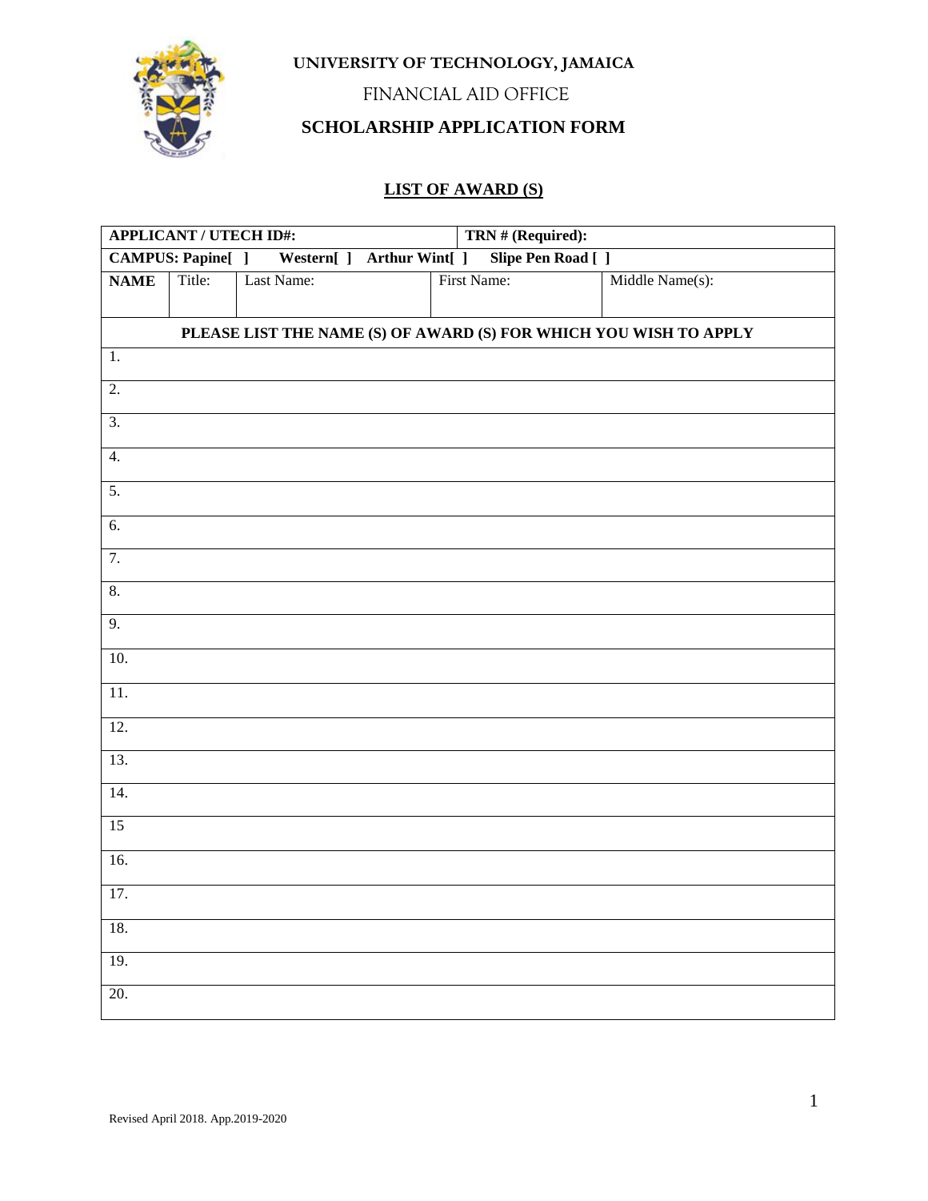**UNIVERSITY OF TECHNOLOGY, JAMAICA**

FINANCIAL AID OFFICE

**SCHOLARSHIP APPLICATION FORM**

**LIST OF AWARD (S)**

| | | | | |
|---|---|---|---|---|
| **APPLICANT / UTECH ID#:** | | | **TRN # (Required):** | |
| **CAMPUS: Papine[ ] Western[ ] Arthur Wint[ ] Slipe Pen Road [ ]** | | | | |
| **NAME** | Title: | Last Name: | First Name: | Middle Name(s): |

| **PLEASE LIST THE NAME (S) OF AWARD (S) FOR WHICH YOU WISH TO APPLY** |
|---|
| 1. |
| 2. |
| 3. |
| 4. |
| 5. |
| 6. |
| 7. |
| 8. |
| 9. |
| 10. |
| 11. |
| 12. |
| 13. |
| 14. |
| 15 |
| 16. |
| 17. |
| 18. |
| 19. |
| 20. |

Revised April 2018. App.2019-2020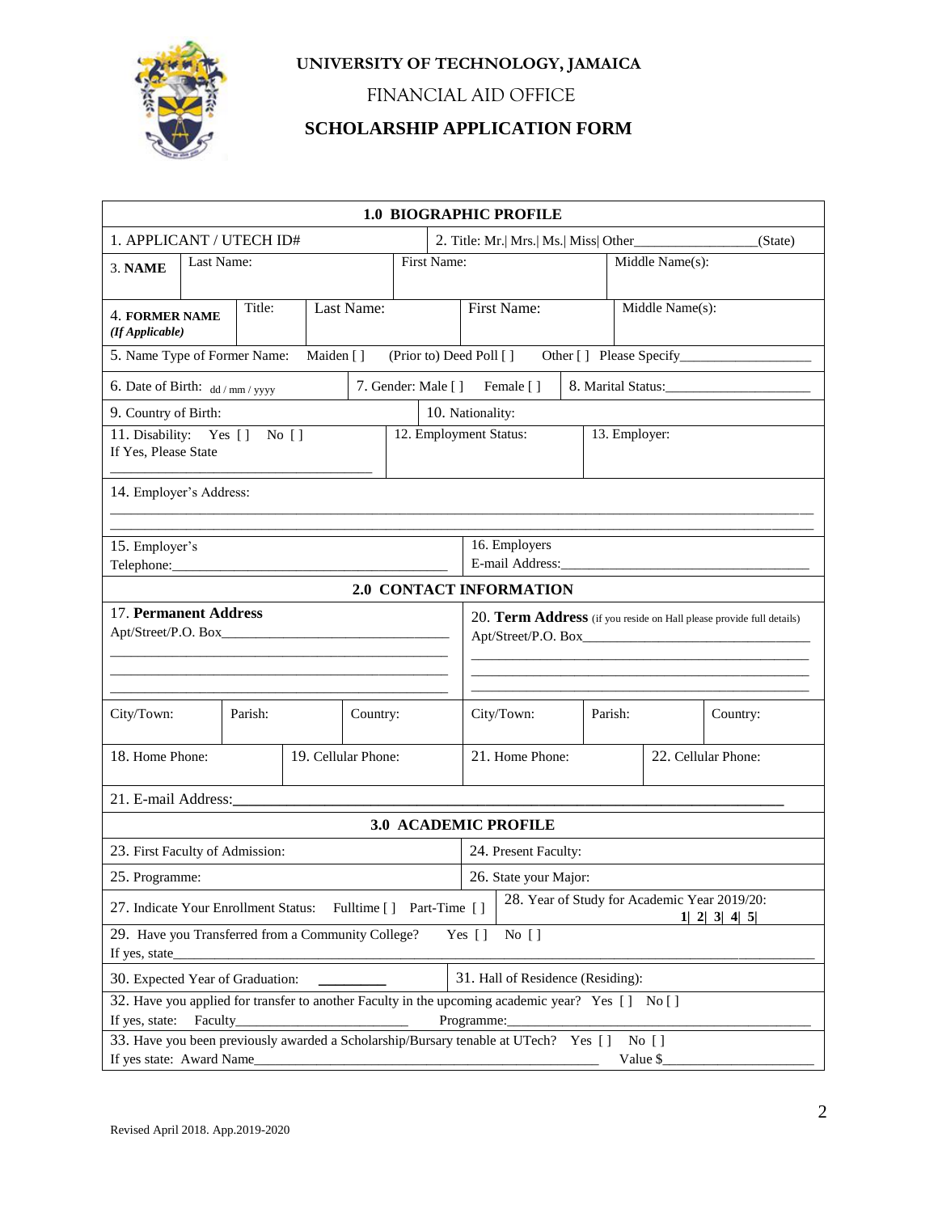**UNIVERSITY OF TECHNOLOGY, JAMAICA**

FINANCIAL AID OFFICE

**SCHOLARSHIP APPLICATION FORM**

| **1.0 BIOGRAPHIC PROFILE** | | | |
|---|---|---|---|
| 1. APPLICANT / UTECH ID# | | 2. Title: Mr.\| Mrs.\| Ms.\| Miss\| Other________________(State) | |
| 3. **NAME** | Last Name: | First Name: | Middle Name(s): |
| 4. **FORMER NAME** *(If Applicable)* | Title: Last Name: | First Name: | Middle Name(s): |
| 5. Name Type of Former Name: Maiden [ ] (Prior to) Deed Poll [ ] Other [ ] Please Specify__________________ | | | |
| 6. Date of Birth: dd / mm / yyyy | 7. Gender: Male [ ] Female [ ] | 8. Marital Status:____________________ | |
| 9. Country of Birth: | | 10. Nationality: | |
| 11. Disability: Yes [ ] No [ ] If Yes, Please State ________________________________ | 12. Employment Status: | 13. Employer: | |
| 14. Employer's Address: | | | |
| 15. Employer's Telephone:________________________________________ | | 16. Employers E-mail Address:____________________________________ | |

| **2.0 CONTACT INFORMATION** | | | | | |
|---|---|---|---|---|---|
| 17. **Permanent Address** Apt/Street/P.O. Box________________________________ | | | 20. **Term Address** (if you reside on Hall please provide full details) Apt/Street/P.O. Box________________________________ | | |
| City/Town: | Parish: | Country: | City/Town: | Parish: | Country: |
| 18. Home Phone: | 19. Cellular Phone: | | 21. Home Phone: | 22. Cellular Phone: | |
| 21. E-mail Address:______________________________________________________________________ | | | | | |

| **3.0 ACADEMIC PROFILE** | |
|---|---|
| 23. First Faculty of Admission: | 24. Present Faculty: |
| 25. Programme: | 26. State your Major: |
| 27. Indicate Your Enrollment Status: Fulltime [ ] Part-Time [ ] | 28. Year of Study for Academic Year 2019/20: 1\| 2\| 3\| 4\| 5\| |
| 29. Have you Transferred from a Community College? Yes [ ] No [ ] If yes, state______________________________________________ | |
| 30. Expected Year of Graduation: _________ | 31. Hall of Residence (Residing): |
| 32. Have you applied for transfer to another Faculty in the upcoming academic year? Yes [ ] No [ ] If yes, state: Faculty________________________ Programme:________________________________________ | |
| 33. Have you been previously awarded a Scholarship/Bursary tenable at UTech? Yes [ ] No [ ] If yes state: Award Name_____________________________________________ Value $____________________ | |

Revised April 2018. App.2019-2020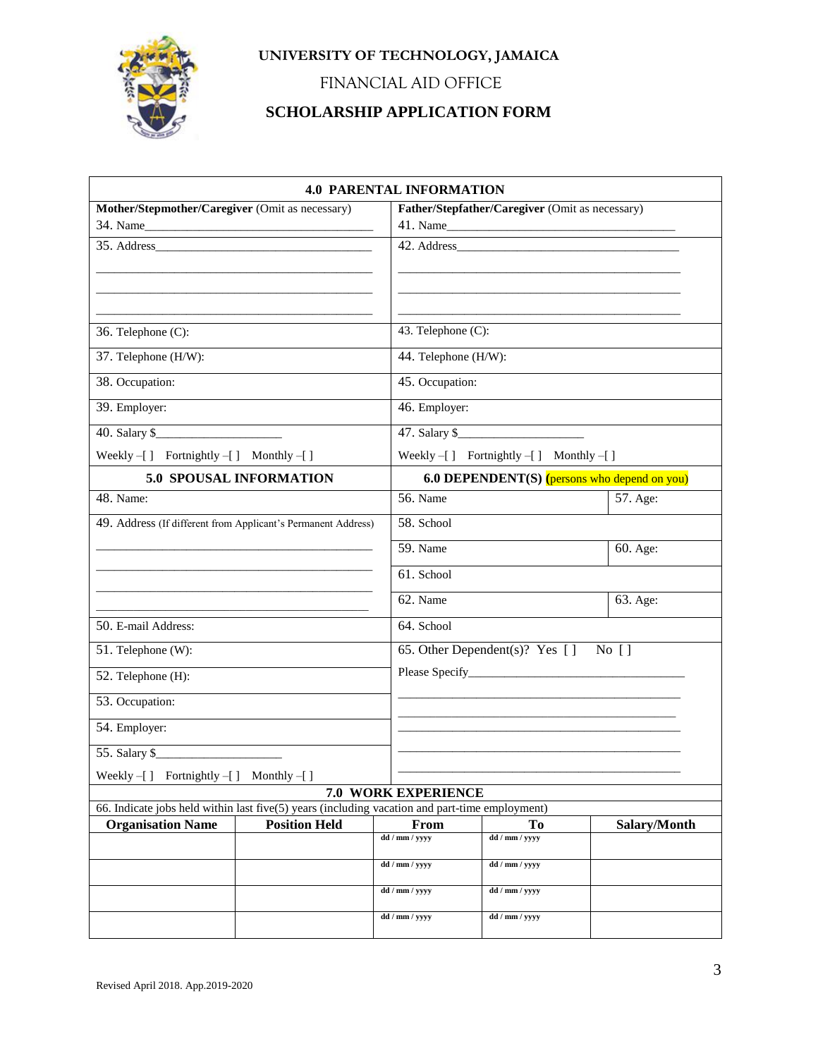**UNIVERSITY OF TECHNOLOGY, JAMAICA**

FINANCIAL AID OFFICE

**SCHOLARSHIP APPLICATION FORM**

## 4.0 PARENTAL INFORMATION

| **Mother/Stepmother/Caregiver** (Omit as necessary) | **Father/Stepfather/Caregiver** (Omit as necessary) |
|---|---|
| 34. Name_______________________________________ | 41. Name_______________________________________ |
| 35. Address____________________________________ | 42. Address____________________________________ |
| 36. Telephone (C): | 43. Telephone (C): |
| 37. Telephone (H/W): | 44. Telephone (H/W): |
| 38. Occupation: | 45. Occupation: |
| 39. Employer: | 46. Employer: |
| 40. Salary $____________________ Weekly –[ ] Fortnightly –[ ] Monthly –[ ] | 47. Salary $____________________ Weekly –[ ] Fortnightly –[ ] Monthly –[ ] |

| **5.0 SPOUSAL INFORMATION** | **6.0 DEPENDENT(S) (persons who depend on you)** | |
|---|---|---|
| 48. Name: | 56. Name | 57. Age: |
| 49. Address (If different from Applicant's Permanent Address) | 58. School | |
| ____________________________________________ | 59. Name | 60. Age: |
| ____________________________________________ | 61. School | |
| ____________________________________________ | 62. Name | 63. Age: |
| 50. E-mail Address: | 64. School | |
| 51. Telephone (W): | 65. Other Dependent(s)? Yes [ ] No [ ] | |
| 52. Telephone (H): | Please Specify__________________________________ | |
| 53. Occupation: | ____________________________________________ | |
| 54. Employer: | ____________________________________________ | |
| 55. Salary $____________________ Weekly –[ ] Fortnightly –[ ] Monthly –[ ] | ____________________________________________ | |

## 7.0 WORK EXPERIENCE

66. Indicate jobs held within last five(5) years (including vacation and part-time employment)

| Organisation Name | Position Held | From | To | Salary/Month |
|---|---|---|---|---|
| | | dd / mm / yyyy | dd / mm / yyyy | |
| | | dd / mm / yyyy | dd / mm / yyyy | |
| | | dd / mm / yyyy | dd / mm / yyyy | |
| | | dd / mm / yyyy | dd / mm / yyyy | |

Revised April 2018. App.2019-2020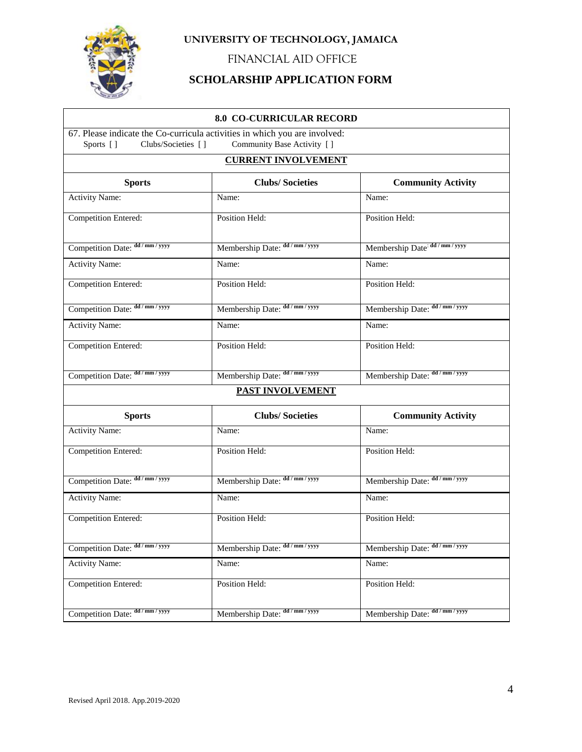# UNIVERSITY OF TECHNOLOGY, JAMAICA

## FINANCIAL AID OFFICE

## SCHOLARSHIP APPLICATION FORM

### 8.0 CO-CURRICULAR RECORD

67. Please indicate the Co-curricula activities in which you are involved:
Sports [ ]  Clubs/Societies [ ]  Community Base Activity [ ]

**CURRENT INVOLVEMENT**

| Sports | Clubs/ Societies | Community Activity |
|---|---|---|
| Activity Name: | Name: | Name: |
| Competition Entered: | Position Held: | Position Held: |
| Competition Date: dd / mm / yyyy | Membership Date: dd / mm / yyyy | Membership Date: dd / mm / yyyy |
| Activity Name: | Name: | Name: |
| Competition Entered: | Position Held: | Position Held: |
| Competition Date: dd / mm / yyyy | Membership Date: dd / mm / yyyy | Membership Date: dd / mm / yyyy |
| Activity Name: | Name: | Name: |
| Competition Entered: | Position Held: | Position Held: |
| Competition Date: dd / mm / yyyy | Membership Date: dd / mm / yyyy | Membership Date: dd / mm / yyyy |

**PAST INVOLVEMENT**

| Sports | Clubs/ Societies | Community Activity |
|---|---|---|
| Activity Name: | Name: | Name: |
| Competition Entered: | Position Held: | Position Held: |
| Competition Date: dd / mm / yyyy | Membership Date: dd / mm / yyyy | Membership Date: dd / mm / yyyy |
| Activity Name: | Name: | Name: |
| Competition Entered: | Position Held: | Position Held: |
| Competition Date: dd / mm / yyyy | Membership Date: dd / mm / yyyy | Membership Date: dd / mm / yyyy |
| Activity Name: | Name: | Name: |
| Competition Entered: | Position Held: | Position Held: |
| Competition Date: dd / mm / yyyy | Membership Date: dd / mm / yyyy | Membership Date: dd / mm / yyyy |

Revised April 2018. App.2019-2020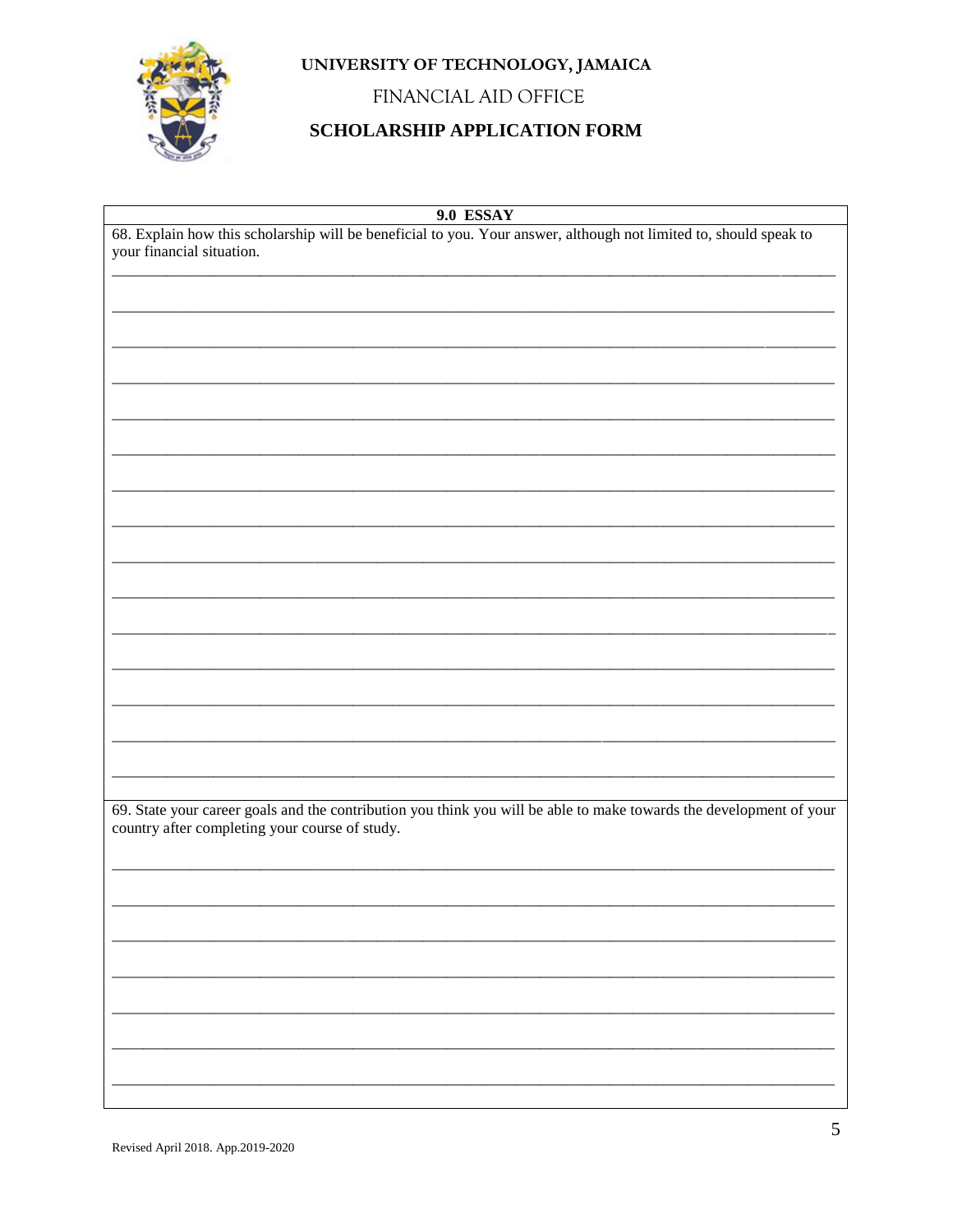# UNIVERSITY OF TECHNOLOGY, JAMAICA

## FINANCIAL AID OFFICE

## SCHOLARSHIP APPLICATION FORM

### 9.0 ESSAY

68. Explain how this scholarship will be beneficial to you. Your answer, although not limited to, should speak to your financial situation.

\_\_\_\_\_\_\_\_\_\_\_\_\_\_\_\_\_\_\_\_\_\_\_\_\_\_\_\_\_\_\_\_\_\_\_\_\_\_\_\_\_\_\_\_\_\_\_\_\_\_\_\_\_\_\_\_\_\_\_\_\_\_\_\_\_\_\_\_\_\_\_\_\_\_\_\_\_\_

\_\_\_\_\_\_\_\_\_\_\_\_\_\_\_\_\_\_\_\_\_\_\_\_\_\_\_\_\_\_\_\_\_\_\_\_\_\_\_\_\_\_\_\_\_\_\_\_\_\_\_\_\_\_\_\_\_\_\_\_\_\_\_\_\_\_\_\_\_\_\_\_\_\_\_\_\_\_

\_\_\_\_\_\_\_\_\_\_\_\_\_\_\_\_\_\_\_\_\_\_\_\_\_\_\_\_\_\_\_\_\_\_\_\_\_\_\_\_\_\_\_\_\_\_\_\_\_\_\_\_\_\_\_\_\_\_\_\_\_\_\_\_\_\_\_\_\_\_\_\_\_\_\_\_\_\_

\_\_\_\_\_\_\_\_\_\_\_\_\_\_\_\_\_\_\_\_\_\_\_\_\_\_\_\_\_\_\_\_\_\_\_\_\_\_\_\_\_\_\_\_\_\_\_\_\_\_\_\_\_\_\_\_\_\_\_\_\_\_\_\_\_\_\_\_\_\_\_\_\_\_\_\_\_\_

\_\_\_\_\_\_\_\_\_\_\_\_\_\_\_\_\_\_\_\_\_\_\_\_\_\_\_\_\_\_\_\_\_\_\_\_\_\_\_\_\_\_\_\_\_\_\_\_\_\_\_\_\_\_\_\_\_\_\_\_\_\_\_\_\_\_\_\_\_\_\_\_\_\_\_\_\_\_

\_\_\_\_\_\_\_\_\_\_\_\_\_\_\_\_\_\_\_\_\_\_\_\_\_\_\_\_\_\_\_\_\_\_\_\_\_\_\_\_\_\_\_\_\_\_\_\_\_\_\_\_\_\_\_\_\_\_\_\_\_\_\_\_\_\_\_\_\_\_\_\_\_\_\_\_\_\_

\_\_\_\_\_\_\_\_\_\_\_\_\_\_\_\_\_\_\_\_\_\_\_\_\_\_\_\_\_\_\_\_\_\_\_\_\_\_\_\_\_\_\_\_\_\_\_\_\_\_\_\_\_\_\_\_\_\_\_\_\_\_\_\_\_\_\_\_\_\_\_\_\_\_\_\_\_\_

\_\_\_\_\_\_\_\_\_\_\_\_\_\_\_\_\_\_\_\_\_\_\_\_\_\_\_\_\_\_\_\_\_\_\_\_\_\_\_\_\_\_\_\_\_\_\_\_\_\_\_\_\_\_\_\_\_\_\_\_\_\_\_\_\_\_\_\_\_\_\_\_\_\_\_\_\_\_

\_\_\_\_\_\_\_\_\_\_\_\_\_\_\_\_\_\_\_\_\_\_\_\_\_\_\_\_\_\_\_\_\_\_\_\_\_\_\_\_\_\_\_\_\_\_\_\_\_\_\_\_\_\_\_\_\_\_\_\_\_\_\_\_\_\_\_\_\_\_\_\_\_\_\_\_\_\_

\_\_\_\_\_\_\_\_\_\_\_\_\_\_\_\_\_\_\_\_\_\_\_\_\_\_\_\_\_\_\_\_\_\_\_\_\_\_\_\_\_\_\_\_\_\_\_\_\_\_\_\_\_\_\_\_\_\_\_\_\_\_\_\_\_\_\_\_\_\_\_\_\_\_\_\_\_\_

\_\_\_\_\_\_\_\_\_\_\_\_\_\_\_\_\_\_\_\_\_\_\_\_\_\_\_\_\_\_\_\_\_\_\_\_\_\_\_\_\_\_\_\_\_\_\_\_\_\_\_\_\_\_\_\_\_\_\_\_\_\_\_\_\_\_\_\_\_\_\_\_\_\_\_\_\_\_

\_\_\_\_\_\_\_\_\_\_\_\_\_\_\_\_\_\_\_\_\_\_\_\_\_\_\_\_\_\_\_\_\_\_\_\_\_\_\_\_\_\_\_\_\_\_\_\_\_\_\_\_\_\_\_\_\_\_\_\_\_\_\_\_\_\_\_\_\_\_\_\_\_\_\_\_\_\_

\_\_\_\_\_\_\_\_\_\_\_\_\_\_\_\_\_\_\_\_\_\_\_\_\_\_\_\_\_\_\_\_\_\_\_\_\_\_\_\_\_\_\_\_\_\_\_\_\_\_\_\_\_\_\_\_\_\_\_\_\_\_\_\_\_\_\_\_\_\_\_\_\_\_\_\_\_\_

\_\_\_\_\_\_\_\_\_\_\_\_\_\_\_\_\_\_\_\_\_\_\_\_\_\_\_\_\_\_\_\_\_\_\_\_\_\_\_\_\_\_\_\_\_\_\_\_\_\_\_\_\_\_\_\_\_\_\_\_\_\_\_\_\_\_\_\_\_\_\_\_\_\_\_\_\_\_

\_\_\_\_\_\_\_\_\_\_\_\_\_\_\_\_\_\_\_\_\_\_\_\_\_\_\_\_\_\_\_\_\_\_\_\_\_\_\_\_\_\_\_\_\_\_\_\_\_\_\_\_\_\_\_\_\_\_\_\_\_\_\_\_\_\_\_\_\_\_\_\_\_\_\_\_\_\_

69. State your career goals and the contribution you think you will be able to make towards the development of your country after completing your course of study.

\_\_\_\_\_\_\_\_\_\_\_\_\_\_\_\_\_\_\_\_\_\_\_\_\_\_\_\_\_\_\_\_\_\_\_\_\_\_\_\_\_\_\_\_\_\_\_\_\_\_\_\_\_\_\_\_\_\_\_\_\_\_\_\_\_\_\_\_\_\_\_\_\_\_\_\_\_\_

\_\_\_\_\_\_\_\_\_\_\_\_\_\_\_\_\_\_\_\_\_\_\_\_\_\_\_\_\_\_\_\_\_\_\_\_\_\_\_\_\_\_\_\_\_\_\_\_\_\_\_\_\_\_\_\_\_\_\_\_\_\_\_\_\_\_\_\_\_\_\_\_\_\_\_\_\_\_

\_\_\_\_\_\_\_\_\_\_\_\_\_\_\_\_\_\_\_\_\_\_\_\_\_\_\_\_\_\_\_\_\_\_\_\_\_\_\_\_\_\_\_\_\_\_\_\_\_\_\_\_\_\_\_\_\_\_\_\_\_\_\_\_\_\_\_\_\_\_\_\_\_\_\_\_\_\_

\_\_\_\_\_\_\_\_\_\_\_\_\_\_\_\_\_\_\_\_\_\_\_\_\_\_\_\_\_\_\_\_\_\_\_\_\_\_\_\_\_\_\_\_\_\_\_\_\_\_\_\_\_\_\_\_\_\_\_\_\_\_\_\_\_\_\_\_\_\_\_\_\_\_\_\_\_\_

\_\_\_\_\_\_\_\_\_\_\_\_\_\_\_\_\_\_\_\_\_\_\_\_\_\_\_\_\_\_\_\_\_\_\_\_\_\_\_\_\_\_\_\_\_\_\_\_\_\_\_\_\_\_\_\_\_\_\_\_\_\_\_\_\_\_\_\_\_\_\_\_\_\_\_\_\_\_

\_\_\_\_\_\_\_\_\_\_\_\_\_\_\_\_\_\_\_\_\_\_\_\_\_\_\_\_\_\_\_\_\_\_\_\_\_\_\_\_\_\_\_\_\_\_\_\_\_\_\_\_\_\_\_\_\_\_\_\_\_\_\_\_\_\_\_\_\_\_\_\_\_\_\_\_\_\_

\_\_\_\_\_\_\_\_\_\_\_\_\_\_\_\_\_\_\_\_\_\_\_\_\_\_\_\_\_\_\_\_\_\_\_\_\_\_\_\_\_\_\_\_\_\_\_\_\_\_\_\_\_\_\_\_\_\_\_\_\_\_\_\_\_\_\_\_\_\_\_\_\_\_\_\_\_\_

Revised April 2018. App.2019-2020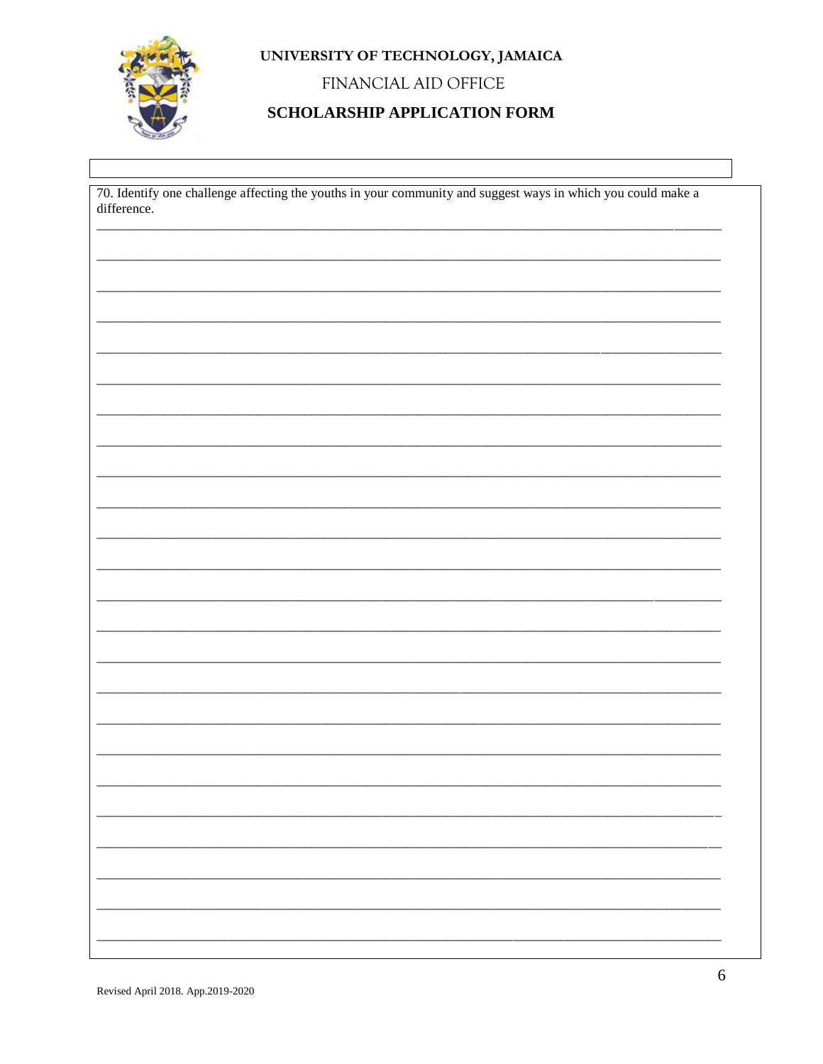UNIVERSITY OF TECHNOLOGY, JAMAICA

FINANCIAL AID OFFICE

**SCHOLARSHIP APPLICATION FORM**

70. Identify one challenge affecting the youths in your community and suggest ways in which you could make a difference.

______________________________________________________________________________

______________________________________________________________________________

______________________________________________________________________________

______________________________________________________________________________

______________________________________________________________________________

______________________________________________________________________________

______________________________________________________________________________

______________________________________________________________________________

______________________________________________________________________________

______________________________________________________________________________

______________________________________________________________________________

______________________________________________________________________________

______________________________________________________________________________

______________________________________________________________________________

______________________________________________________________________________

______________________________________________________________________________

______________________________________________________________________________

______________________________________________________________________________

______________________________________________________________________________

______________________________________________________________________________

______________________________________________________________________________

______________________________________________________________________________

______________________________________________________________________________

______________________________________________________________________________

Revised April 2018. App.2019-2020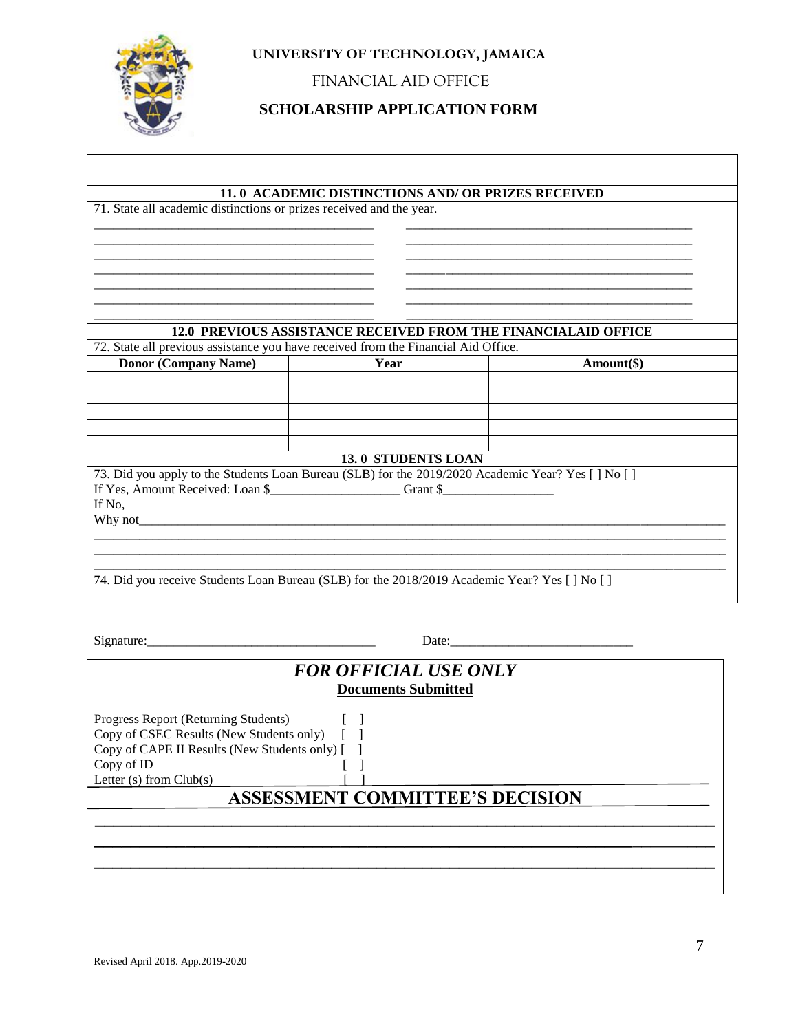**UNIVERSITY OF TECHNOLOGY, JAMAICA**

FINANCIAL AID OFFICE

**SCHOLARSHIP APPLICATION FORM**

## 11. 0 ACADEMIC DISTINCTIONS AND/ OR PRIZES RECEIVED

71. State all academic distinctions or prizes received and the year.

_____________________________________________ _____________________________________________
_____________________________________________ _____________________________________________
_____________________________________________ _____________________________________________
_____________________________________________ _____________________________________________
_____________________________________________ _____________________________________________
_____________________________________________ _____________________________________________
_____________________________________________ _____________________________________________

## 12.0 PREVIOUS ASSISTANCE RECEIVED FROM THE FINANCIALAID OFFICE

72. State all previous assistance you have received from the Financial Aid Office.

| Donor (Company Name) | Year | Amount($) |
|---|---|---|
| | | |
| | | |
| | | |
| | | |
| | | |

## 13. 0 STUDENTS LOAN

73. Did you apply to the Students Loan Bureau (SLB) for the 2019/2020 Academic Year? Yes [ ] No [ ]

If Yes, Amount Received: Loan $___________________ Grant $________________

If No,

Why not______________________________________________________________________________

_____________________________________________________________________________________

_____________________________________________________________________________________

_____________________________________________________________________________________

74. Did you receive Students Loan Bureau (SLB) for the 2018/2019 Academic Year? Yes [ ] No [ ]

Signature:__________________________________ Date:___________________________

## *FOR OFFICIAL USE ONLY*

**Documents Submitted**

Progress Report (Returning Students) [ ]
Copy of CSEC Results (New Students only) [ ]
Copy of CAPE II Results (New Students only) [ ]
Copy of ID [ ]
Letter (s) from Club(s) [ ]

## ASSESSMENT COMMITTEE'S DECISION

_____________________________________________________________________________________

_____________________________________________________________________________________

_____________________________________________________________________________________

Revised April 2018. App.2019-2020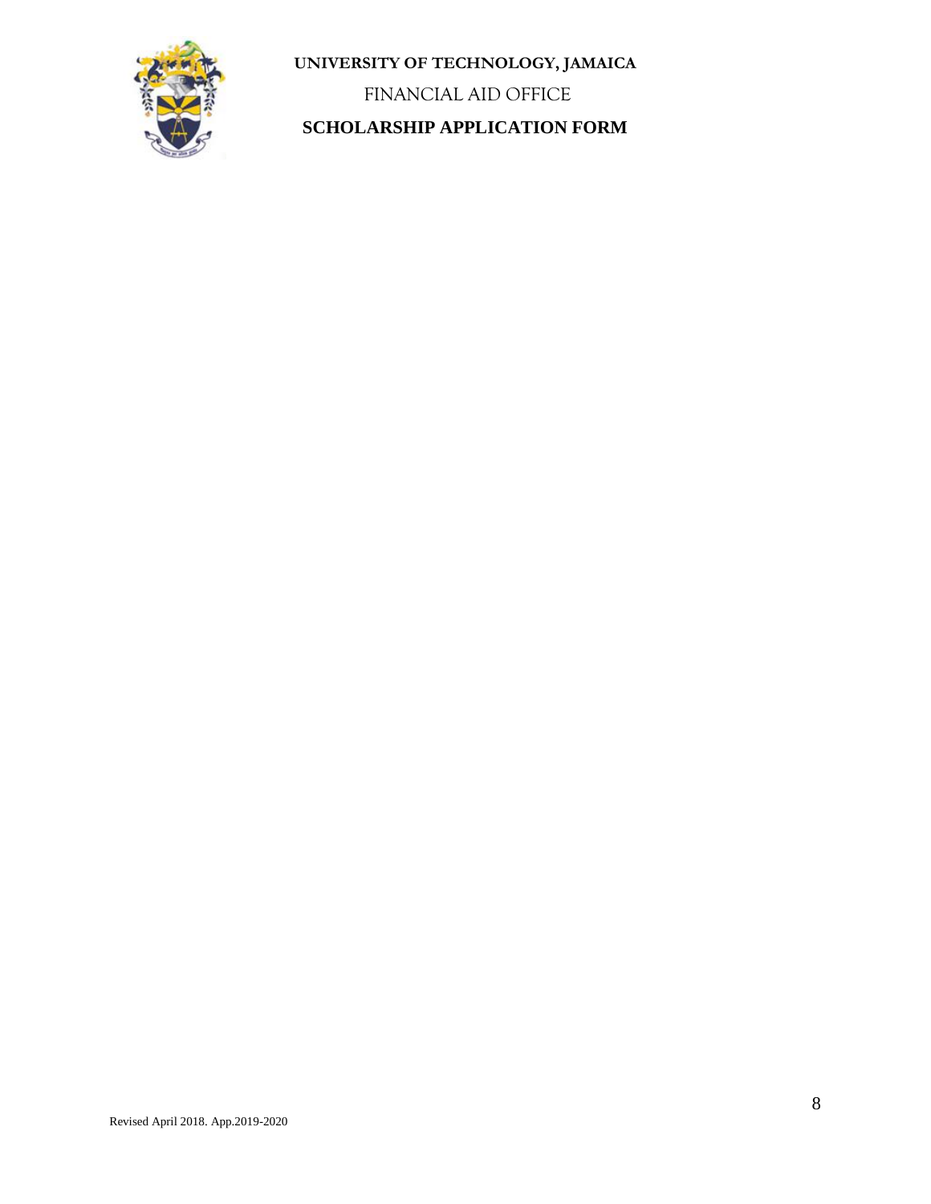**UNIVERSITY OF TECHNOLOGY, JAMAICA**

FINANCIAL AID OFFICE

**SCHOLARSHIP APPLICATION FORM**